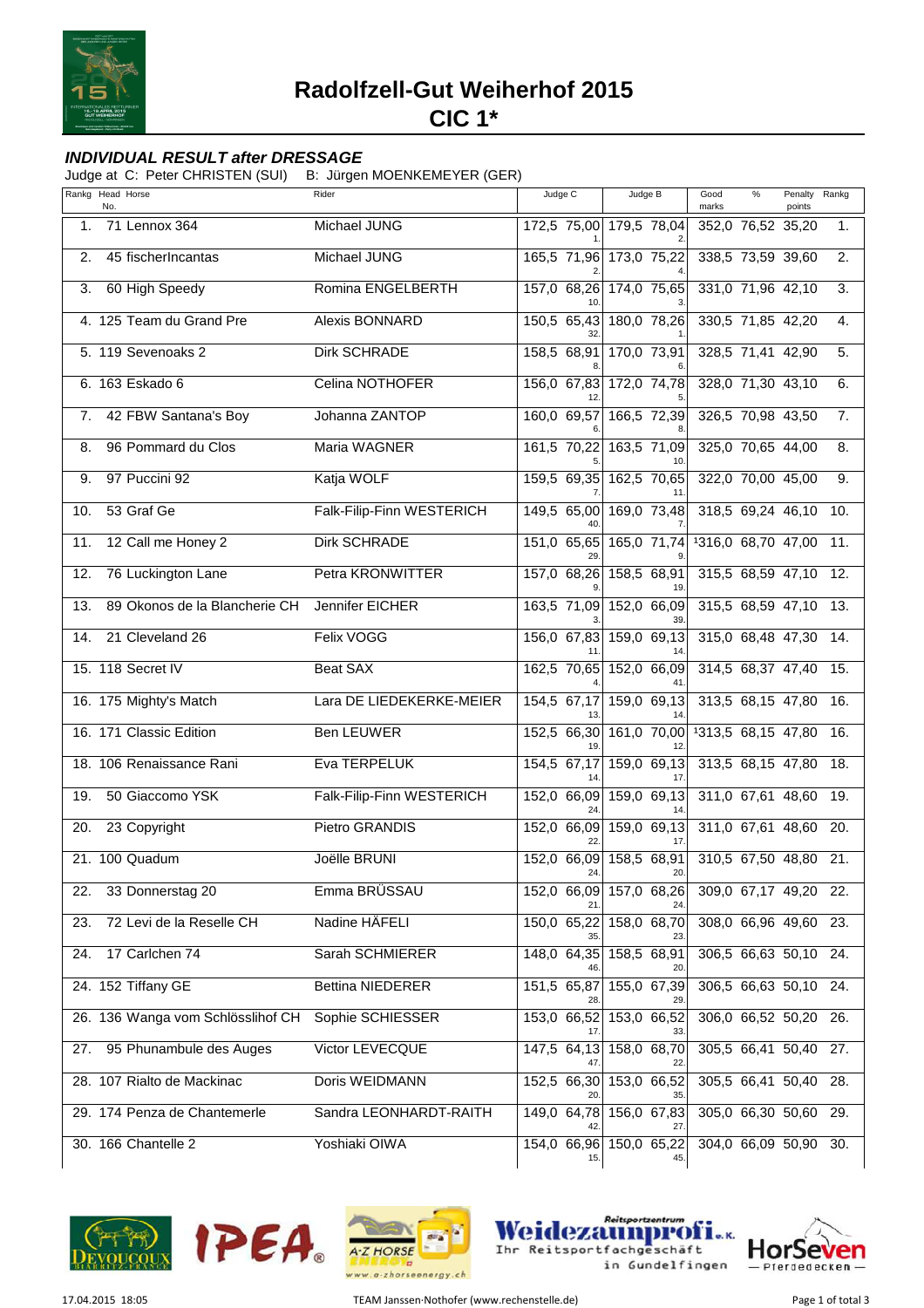# Radolfzell-Gut Weiherhof 2015

## CIC 1*

### *INDIVIDUAL RESULT after DRESSAGE*

Judge at C: Peter CHRISTEN (SUI) B: Jürgen MOENKEMEYER (GER)

| Rankg | Head No. | Horse | Rider | Judge C | | Judge B | | Good marks | % | Penalty points | Rankg |
|---|---|---|---|---|---|---|---|---|---|---|---|
| 1. | 71 | Lennox 364 | Michael JUNG | 172,5 | 75,00 1. | 179,5 | 78,04 2. | 352,0 | 76,52 | 35,20 | 1. |
| 2. | 45 | fischerIncantas | Michael JUNG | 165,5 | 71,96 2. | 173,0 | 75,22 4. | 338,5 | 73,59 | 39,60 | 2. |
| 3. | 60 | High Speedy | Romina ENGELBERTH | 157,0 | 68,26 10. | 174,0 | 75,65 3. | 331,0 | 71,96 | 42,10 | 3. |
| 4. | 125 | Team du Grand Pre | Alexis BONNARD | 150,5 | 65,43 32. | 180,0 | 78,26 1. | 330,5 | 71,85 | 42,20 | 4. |
| 5. | 119 | Sevenoaks 2 | Dirk SCHRADE | 158,5 | 68,91 8. | 170,0 | 73,91 6. | 328,5 | 71,41 | 42,90 | 5. |
| 6. | 163 | Eskado 6 | Celina NOTHOFER | 156,0 | 67,83 12. | 172,0 | 74,78 5. | 328,0 | 71,30 | 43,10 | 6. |
| 7. | 42 | FBW Santana's Boy | Johanna ZANTOP | 160,0 | 69,57 6. | 166,5 | 72,39 8. | 326,5 | 70,98 | 43,50 | 7. |
| 8. | 96 | Pommard du Clos | Maria WAGNER | 161,5 | 70,22 5. | 163,5 | 71,09 10. | 325,0 | 70,65 | 44,00 | 8. |
| 9. | 97 | Puccini 92 | Katja WOLF | 159,5 | 69,35 7. | 162,5 | 70,65 11. | 322,0 | 70,00 | 45,00 | 9. |
| 10. | 53 | Graf Ge | Falk-Filip-Finn WESTERICH | 149,5 | 65,00 40. | 169,0 | 73,48 7. | 318,5 | 69,24 | 46,10 | 10. |
| 11. | 12 | Call me Honey 2 | Dirk SCHRADE | 151,0 | 65,65 29. | 165,0 | 71,74 9. | [1]316,0 | 68,70 | 47,00 | 11. |
| 12. | 76 | Luckington Lane | Petra KRONWITTER | 157,0 | 68,26 9. | 158,5 | 68,91 19. | 315,5 | 68,59 | 47,10 | 12. |
| 13. | 89 | Okonos de la Blancherie CH | Jennifer EICHER | 163,5 | 71,09 3. | 152,0 | 66,09 39. | 315,5 | 68,59 | 47,10 | 13. |
| 14. | 21 | Cleveland 26 | Felix VOGG | 156,0 | 67,83 11. | 159,0 | 69,13 14. | 315,0 | 68,48 | 47,30 | 14. |
| 15. | 118 | Secret IV | Beat SAX | 162,5 | 70,65 4. | 152,0 | 66,09 41. | 314,5 | 68,37 | 47,40 | 15. |
| 16. | 175 | Mighty's Match | Lara DE LIEDEKERKE-MEIER | 154,5 | 67,17 13. | 159,0 | 69,13 14. | 313,5 | 68,15 | 47,80 | 16. |
| 16. | 171 | Classic Edition | Ben LEUWER | 152,5 | 66,30 19. | 161,0 | 70,00 12. | [1]313,5 | 68,15 | 47,80 | 16. |
| 18. | 106 | Renaissance Rani | Eva TERPELUK | 154,5 | 67,17 14. | 159,0 | 69,13 17. | 313,5 | 68,15 | 47,80 | 18. |
| 19. | 50 | Giaccomo YSK | Falk-Filip-Finn WESTERICH | 152,0 | 66,09 24. | 159,0 | 69,13 14. | 311,0 | 67,61 | 48,60 | 19. |
| 20. | 23 | Copyright | Pietro GRANDIS | 152,0 | 66,09 22. | 159,0 | 69,13 17. | 311,0 | 67,61 | 48,60 | 20. |
| 21. | 100 | Quadum | Joëlle BRUNI | 152,0 | 66,09 24. | 158,5 | 68,91 20. | 310,5 | 67,50 | 48,80 | 21. |
| 22. | 33 | Donnerstag 20 | Emma BRÜSSAU | 152,0 | 66,09 21. | 157,0 | 68,26 24. | 309,0 | 67,17 | 49,20 | 22. |
| 23. | 72 | Levi de la Reselle CH | Nadine HÄFELI | 150,0 | 65,22 35. | 158,0 | 68,70 23. | 308,0 | 66,96 | 49,60 | 23. |
| 24. | 17 | Carlchen 74 | Sarah SCHMIERER | 148,0 | 64,35 46. | 158,5 | 68,91 20. | 306,5 | 66,63 | 50,10 | 24. |
| 24. | 152 | Tiffany GE | Bettina NIEDERER | 151,5 | 65,87 28. | 155,0 | 67,39 29. | 306,5 | 66,63 | 50,10 | 24. |
| 26. | 136 | Wanga vom Schlösslihof CH | Sophie SCHIESSER | 153,0 | 66,52 17. | 153,0 | 66,52 33. | 306,0 | 66,52 | 50,20 | 26. |
| 27. | 95 | Phunambule des Auges | Victor LEVECQUE | 147,5 | 64,13 47. | 158,0 | 68,70 22. | 305,5 | 66,41 | 50,40 | 27. |
| 28. | 107 | Rialto de Mackinac | Doris WEIDMANN | 152,5 | 66,30 20. | 153,0 | 66,52 35. | 305,5 | 66,41 | 50,40 | 28. |
| 29. | 174 | Penza de Chantemerle | Sandra LEONHARDT-RAITH | 149,0 | 64,78 42. | 156,0 | 67,83 27. | 305,0 | 66,30 | 50,60 | 29. |
| 30. | 166 | Chantelle 2 | Yoshiaki OIWA | 154,0 | 66,96 15. | 150,0 | 65,22 45. | 304,0 | 66,09 | 50,90 | 30. |

17.04.2015 18:05 TEAM Janssen-Nothofer (www.rechenstelle.de)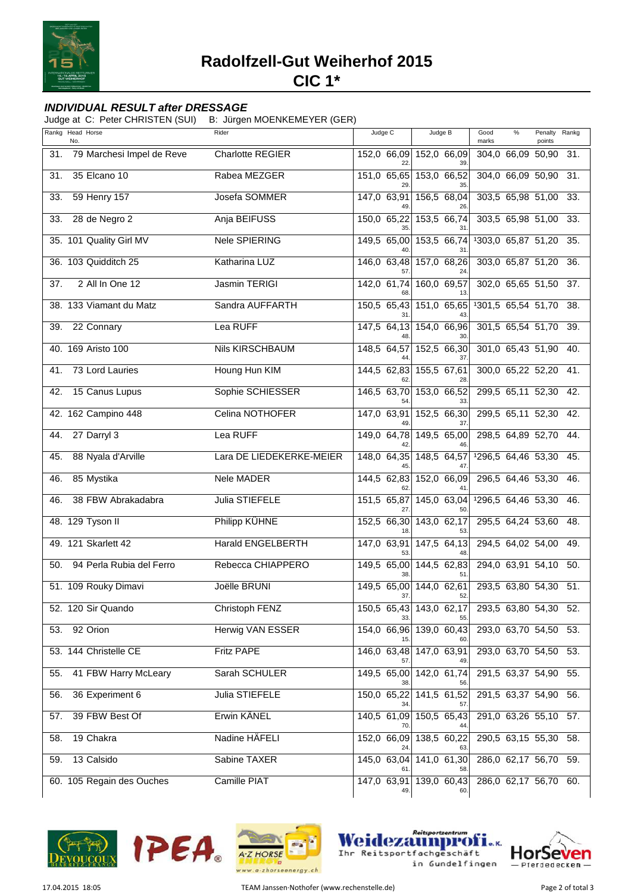# Radolfzell-Gut Weiherhof 2015

# CIC 1*

### *INDIVIDUAL RESULT after DRESSAGE*

Judge at C: Peter CHRISTEN (SUI) B: Jürgen MOENKEMEYER (GER)

| Rankg | Head No. | Horse | Rider | Judge C | | Judge B | | Good marks | % | Penalty points | Rankg |
|---|---|---|---|---|---|---|---|---|---|---|---|
| 31. | 79 | Marchesi Impel de Reve | Charlotte REGIER | 152,0 | 66,09 (22.) | 152,0 | 66,09 (39.) | 304,0 | 66,09 | 50,90 | 31. |
| 31. | 35 | Elcano 10 | Rabea MEZGER | 151,0 | 65,65 (29.) | 153,0 | 66,52 (35.) | 304,0 | 66,09 | 50,90 | 31. |
| 33. | 59 | Henry 157 | Josefa SOMMER | 147,0 | 63,91 (49.) | 156,5 | 68,04 (26.) | 303,5 | 65,98 | 51,00 | 33. |
| 33. | 28 | de Negro 2 | Anja BEIFUSS | 150,0 | 65,22 (35.) | 153,5 | 66,74 (31.) | 303,5 | 65,98 | 51,00 | 33. |
| 35. | 101 | Quality Girl MV | Nele SPIERING | 149,5 | 65,00 (40.) | 153,5 | 66,74 (31.) | [1]303,0 | 65,87 | 51,20 | 35. |
| 36. | 103 | Quidditch 25 | Katharina LUZ | 146,0 | 63,48 (57.) | 157,0 | 68,26 (24.) | 303,0 | 65,87 | 51,20 | 36. |
| 37. | 2 | All In One 12 | Jasmin TERIGI | 142,0 | 61,74 (68.) | 160,0 | 69,57 (13.) | 302,0 | 65,65 | 51,50 | 37. |
| 38. | 133 | Viamant du Matz | Sandra AUFFARTH | 150,5 | 65,43 (31.) | 151,0 | 65,65 (43.) | [1]301,5 | 65,54 | 51,70 | 38. |
| 39. | 22 | Connary | Lea RUFF | 147,5 | 64,13 (48.) | 154,0 | 66,96 (30.) | 301,5 | 65,54 | 51,70 | 39. |
| 40. | 169 | Aristo 100 | Nils KIRSCHBAUM | 148,5 | 64,57 (44.) | 152,5 | 66,30 (37.) | 301,0 | 65,43 | 51,90 | 40. |
| 41. | 73 | Lord Lauries | Houng Hun KIM | 144,5 | 62,83 (62.) | 155,5 | 67,61 (28.) | 300,0 | 65,22 | 52,20 | 41. |
| 42. | 15 | Canus Lupus | Sophie SCHIESSER | 146,5 | 63,70 (54.) | 153,0 | 66,52 (33.) | 299,5 | 65,11 | 52,30 | 42. |
| 42. | 162 | Campino 448 | Celina NOTHOFER | 147,0 | 63,91 (49.) | 152,5 | 66,30 (37.) | 299,5 | 65,11 | 52,30 | 42. |
| 44. | 27 | Darryl 3 | Lea RUFF | 149,0 | 64,78 (42.) | 149,5 | 65,00 (46.) | 298,5 | 64,89 | 52,70 | 44. |
| 45. | 88 | Nyala d'Arville | Lara DE LIEDEKERKE-MEIER | 148,0 | 64,35 (45.) | 148,5 | 64,57 (47.) | [1]296,5 | 64,46 | 53,30 | 45. |
| 46. | 85 | Mystika | Nele MADER | 144,5 | 62,83 (62.) | 152,0 | 66,09 (41.) | 296,5 | 64,46 | 53,30 | 46. |
| 46. | 38 | FBW Abrakadabra | Julia STIEFELE | 151,5 | 65,87 (27.) | 145,0 | 63,04 (50.) | [1]296,5 | 64,46 | 53,30 | 46. |
| 48. | 129 | Tyson II | Philipp KÜHNE | 152,5 | 66,30 (18.) | 143,0 | 62,17 (53.) | 295,5 | 64,24 | 53,60 | 48. |
| 49. | 121 | Skarlett 42 | Harald ENGELBERTH | 147,0 | 63,91 (53.) | 147,5 | 64,13 (48.) | 294,5 | 64,02 | 54,00 | 49. |
| 50. | 94 | Perla Rubia del Ferro | Rebecca CHIAPPERO | 149,5 | 65,00 (38.) | 144,5 | 62,83 (51.) | 294,0 | 63,91 | 54,10 | 50. |
| 51. | 109 | Rouky Dimavi | Joëlle BRUNI | 149,5 | 65,00 (37.) | 144,0 | 62,61 (52.) | 293,5 | 63,80 | 54,30 | 51. |
| 52. | 120 | Sir Quando | Christoph FENZ | 150,5 | 65,43 (33.) | 143,0 | 62,17 (55.) | 293,5 | 63,80 | 54,30 | 52. |
| 53. | 92 | Orion | Herwig VAN ESSER | 154,0 | 66,96 (15.) | 139,0 | 60,43 (60.) | 293,0 | 63,70 | 54,50 | 53. |
| 53. | 144 | Christelle CE | Fritz PAPE | 146,0 | 63,48 (57.) | 147,0 | 63,91 (49.) | 293,0 | 63,70 | 54,50 | 53. |
| 55. | 41 | FBW Harry McLeary | Sarah SCHULER | 149,5 | 65,00 (38.) | 142,0 | 61,74 (56.) | 291,5 | 63,37 | 54,90 | 55. |
| 56. | 36 | Experiment 6 | Julia STIEFELE | 150,0 | 65,22 (34.) | 141,5 | 61,52 (57.) | 291,5 | 63,37 | 54,90 | 56. |
| 57. | 39 | FBW Best Of | Erwin KÄNEL | 140,5 | 61,09 (70.) | 150,5 | 65,43 (44.) | 291,0 | 63,26 | 55,10 | 57. |
| 58. | 19 | Chakra | Nadine HÄFELI | 152,0 | 66,09 (24.) | 138,5 | 60,22 (63.) | 290,5 | 63,15 | 55,30 | 58. |
| 59. | 13 | Calsido | Sabine TAXER | 145,0 | 63,04 (61.) | 141,0 | 61,30 (58.) | 286,0 | 62,17 | 56,70 | 59. |
| 60. | 105 | Regain des Ouches | Camille PIAT | 147,0 | 63,91 (49.) | 139,0 | 60,43 (60.) | 286,0 | 62,17 | 56,70 | 60. |

17.04.2015 18:05 — TEAM Janssen·Nothofer (www.rechenstelle.de)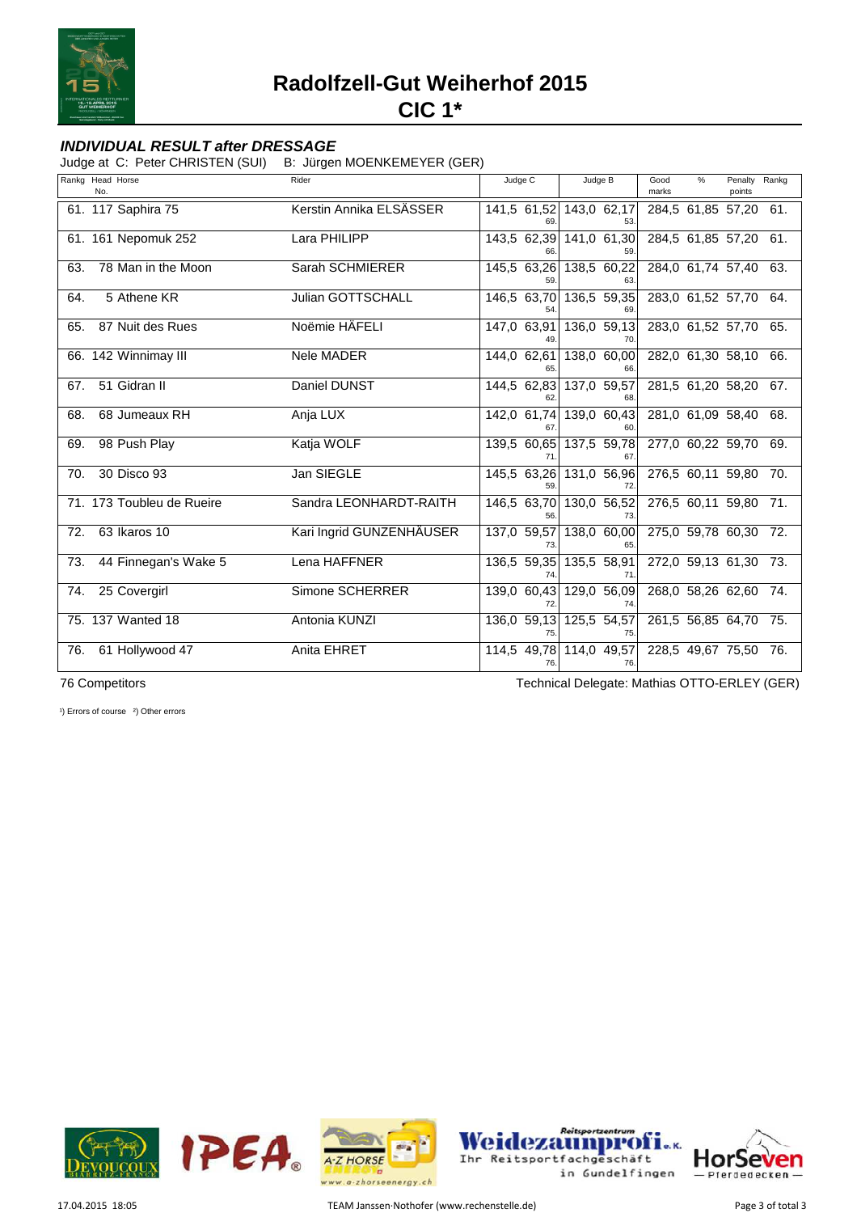# Radolfzell-Gut Weiherhof 2015

## CIC 1*

### *INDIVUDAL RESULT after DRESSAGE*

Judge at C: Peter CHRISTEN (SUI)  B: Jürgen MOENKEMEYER (GER)

| Rankg | Head No. | Horse | Rider | Judge C | | | Judge B | | | Good marks | % | Penalty points | Rankg |
|---|---|---|---|---|---|---|---|---|---|---|---|---|---|
| 61. | 117 | Saphira 75 | Kerstin Annika ELSÄSSER | 141,5 | 61,52 | 69. | 143,0 | 62,17 | 53. | 284,5 | 61,85 | 57,20 | 61. |
| 61. | 161 | Nepomuk 252 | Lara PHILIPP | 143,5 | 62,39 | 66. | 141,0 | 61,30 | 59. | 284,5 | 61,85 | 57,20 | 61. |
| 63. | 78 | Man in the Moon | Sarah SCHMIERER | 145,5 | 63,26 | 59. | 138,5 | 60,22 | 63. | 284,0 | 61,74 | 57,40 | 63. |
| 64. | 5 | Athene KR | Julian GOTTSCHALL | 146,5 | 63,70 | 54. | 136,5 | 59,35 | 69. | 283,0 | 61,52 | 57,70 | 64. |
| 65. | 87 | Nuit des Rues | Noëmie HÄFELI | 147,0 | 63,91 | 49. | 136,0 | 59,13 | 70. | 283,0 | 61,52 | 57,70 | 65. |
| 66. | 142 | Winnimay III | Nele MADER | 144,0 | 62,61 | 65. | 138,0 | 60,00 | 66. | 282,0 | 61,30 | 58,10 | 66. |
| 67. | 51 | Gidran II | Daniel DUNST | 144,5 | 62,83 | 62. | 137,0 | 59,57 | 68. | 281,5 | 61,20 | 58,20 | 67. |
| 68. | 68 | Jumeaux RH | Anja LUX | 142,0 | 61,74 | 67. | 139,0 | 60,43 | 60. | 281,0 | 61,09 | 58,40 | 68. |
| 69. | 98 | Push Play | Katja WOLF | 139,5 | 60,65 | 71. | 137,5 | 59,78 | 67. | 277,0 | 60,22 | 59,70 | 69. |
| 70. | 30 | Disco 93 | Jan SIEGLE | 145,5 | 63,26 | 59. | 131,0 | 56,96 | 72. | 276,5 | 60,11 | 59,80 | 70. |
| 71. | 173 | Toubleu de Rueire | Sandra LEONHARDT-RAITH | 146,5 | 63,70 | 56. | 130,0 | 56,52 | 73. | 276,5 | 60,11 | 59,80 | 71. |
| 72. | 63 | Ikaros 10 | Kari Ingrid GUNZENHÄUSER | 137,0 | 59,57 | 73. | 138,0 | 60,00 | 65. | 275,0 | 59,78 | 60,30 | 72. |
| 73. | 44 | Finnegan's Wake 5 | Lena HAFFNER | 136,5 | 59,35 | 74. | 135,5 | 58,91 | 71. | 272,0 | 59,13 | 61,30 | 73. |
| 74. | 25 | Covergirl | Simone SCHERRER | 139,0 | 60,43 | 72. | 129,0 | 56,09 | 74. | 268,0 | 58,26 | 62,60 | 74. |
| 75. | 137 | Wanted 18 | Antonia KUNZI | 136,0 | 59,13 | 75. | 125,5 | 54,57 | 75. | 261,5 | 56,85 | 64,70 | 75. |
| 76. | 61 | Hollywood 47 | Anita EHRET | 114,5 | 49,78 | 76. | 114,0 | 49,57 | 76. | 228,5 | 49,67 | 75,50 | 76. |

76 Competitors

Technical Delegate: Mathias OTTO-ERLEY (GER)

¹) Errors of course ²) Other errors

17.04.2015 18:05  TEAM Janssen-Nothofer (www.rechenstelle.de)